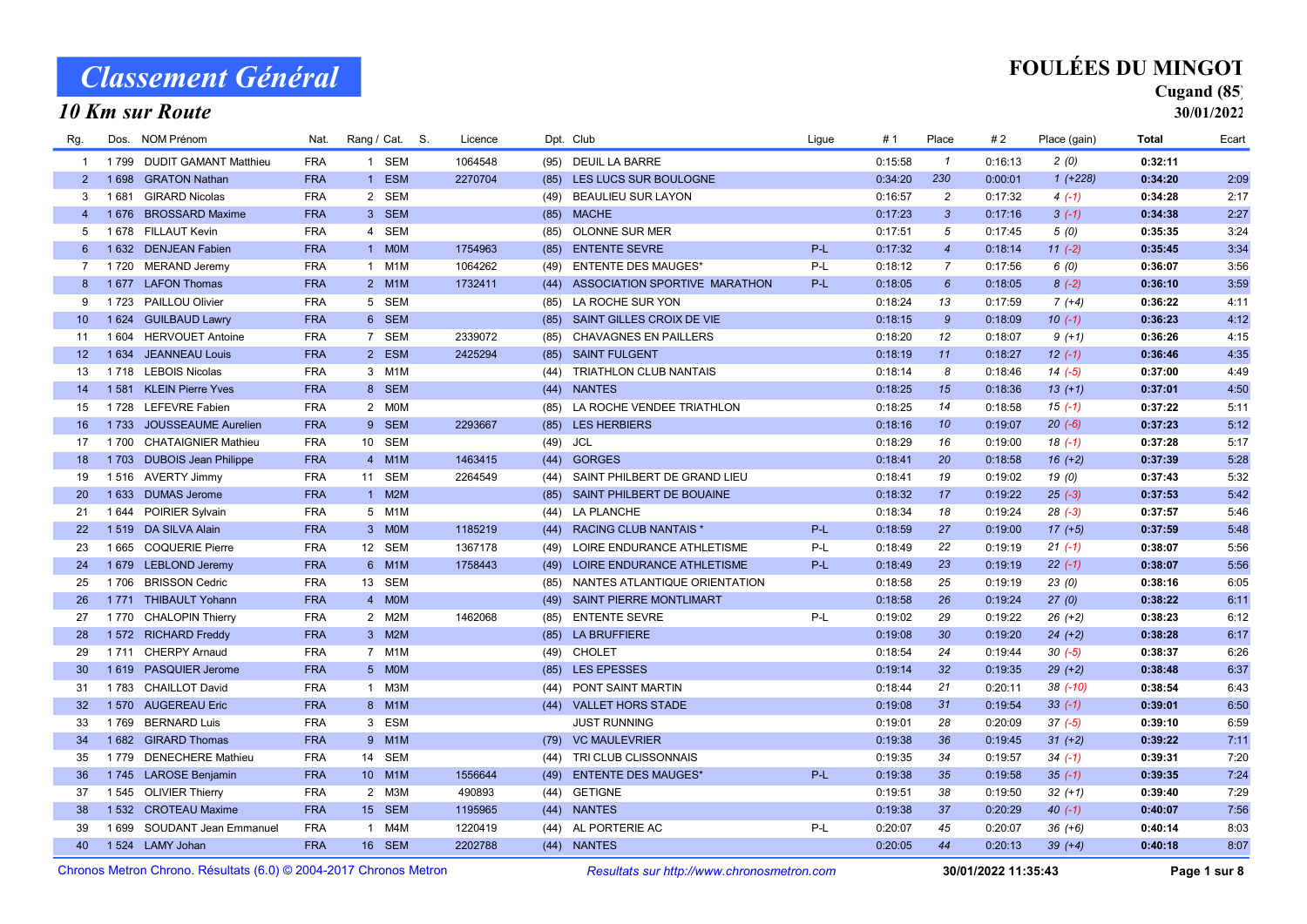# Classement Général

## 10 Km sur Route

**FOULÉES DU MINGOT**
**Cugand (85)**
**30/01/2022**

| Rg. | Dos. | NOM Prénom | Nat. | Rang / Cat. | S. | Licence | Dpt. | Club | Ligue | # 1 | Place | # 2 | Place (gain) | Total | Ecart |
|---|---|---|---|---|---|---|---|---|---|---|---|---|---|---|---|
| 1 | 1 799 | DUDIT GAMANT Matthieu | FRA | 1 SEM | | 1064548 | (95) | DEUIL LA BARRE | | 0:15:58 | 1 | 0:16:13 | 2 (0) | 0:32:11 | |
| 2 | 1 698 | GRATON Nathan | FRA | 1 ESM | | 2270704 | (85) | LES LUCS SUR BOULOGNE | | 0:34:20 | 230 | 0:00:01 | 1 (+228) | 0:34:20 | 2:09 |
| 3 | 1 681 | GIRARD Nicolas | FRA | 2 SEM | | | (49) | BEAULIEU SUR LAYON | | 0:16:57 | 2 | 0:17:32 | 4 (-1) | 0:34:28 | 2:17 |
| 4 | 1 676 | BROSSARD Maxime | FRA | 3 SEM | | | (85) | MACHE | | 0:17:23 | 3 | 0:17:16 | 3 (-1) | 0:34:38 | 2:27 |
| 5 | 1 678 | FILLAUT Kevin | FRA | 4 SEM | | | (85) | OLONNE SUR MER | | 0:17:51 | 5 | 0:17:45 | 5 (0) | 0:35:35 | 3:24 |
| 6 | 1 632 | DENJEAN Fabien | FRA | 1 M0M | | 1754963 | (85) | ENTENTE SEVRE | P-L | 0:17:32 | 4 | 0:18:14 | 11 (-2) | 0:35:45 | 3:34 |
| 7 | 1 720 | MERAND Jeremy | FRA | 1 M1M | | 1064262 | (49) | ENTENTE DES MAUGES* | P-L | 0:18:12 | 7 | 0:17:56 | 6 (0) | 0:36:07 | 3:56 |
| 8 | 1 677 | LAFON Thomas | FRA | 2 M1M | | 1732411 | (44) | ASSOCIATION SPORTIVE MARATHON | P-L | 0:18:05 | 6 | 0:18:05 | 8 (-2) | 0:36:10 | 3:59 |
| 9 | 1 723 | PAILLOU Olivier | FRA | 5 SEM | | | (85) | LA ROCHE SUR YON | | 0:18:24 | 13 | 0:17:59 | 7 (+4) | 0:36:22 | 4:11 |
| 10 | 1 624 | GUILBAUD Lawry | FRA | 6 SEM | | | (85) | SAINT GILLES CROIX DE VIE | | 0:18:15 | 9 | 0:18:09 | 10 (-1) | 0:36:23 | 4:12 |
| 11 | 1 604 | HERVOUET Antoine | FRA | 7 SEM | | 2339072 | (85) | CHAVAGNES EN PAILLERS | | 0:18:20 | 12 | 0:18:07 | 9 (+1) | 0:36:26 | 4:15 |
| 12 | 1 634 | JEANNEAU Louis | FRA | 2 ESM | | 2425294 | (85) | SAINT FULGENT | | 0:18:19 | 11 | 0:18:27 | 12 (-1) | 0:36:46 | 4:35 |
| 13 | 1 718 | LEBOIS Nicolas | FRA | 3 M1M | | | (44) | TRIATHLON CLUB NANTAIS | | 0:18:14 | 8 | 0:18:46 | 14 (-5) | 0:37:00 | 4:49 |
| 14 | 1 581 | KLEIN Pierre Yves | FRA | 8 SEM | | | (44) | NANTES | | 0:18:25 | 15 | 0:18:36 | 13 (+1) | 0:37:01 | 4:50 |
| 15 | 1 728 | LEFEVRE Fabien | FRA | 2 M0M | | | (85) | LA ROCHE VENDEE TRIATHLON | | 0:18:25 | 14 | 0:18:58 | 15 (-1) | 0:37:22 | 5:11 |
| 16 | 1 733 | JOUSSEAUME Aurelien | FRA | 9 SEM | | 2293667 | (85) | LES HERBIERS | | 0:18:16 | 10 | 0:19:07 | 20 (-6) | 0:37:23 | 5:12 |
| 17 | 1 700 | CHATAIGNIER Mathieu | FRA | 10 SEM | | | (49) | JCL | | 0:18:29 | 16 | 0:19:00 | 18 (-1) | 0:37:28 | 5:17 |
| 18 | 1 703 | DUBOIS Jean Philippe | FRA | 4 M1M | | 1463415 | (44) | GORGES | | 0:18:41 | 20 | 0:18:58 | 16 (+2) | 0:37:39 | 5:28 |
| 19 | 1 516 | AVERTY Jimmy | FRA | 11 SEM | | 2264549 | (44) | SAINT PHILBERT DE GRAND LIEU | | 0:18:41 | 19 | 0:19:02 | 19 (0) | 0:37:43 | 5:32 |
| 20 | 1 633 | DUMAS Jerome | FRA | 1 M2M | | | (85) | SAINT PHILBERT DE BOUAINE | | 0:18:32 | 17 | 0:19:22 | 25 (-3) | 0:37:53 | 5:42 |
| 21 | 1 644 | POIRIER Sylvain | FRA | 5 M1M | | | (44) | LA PLANCHE | | 0:18:34 | 18 | 0:19:24 | 28 (-3) | 0:37:57 | 5:46 |
| 22 | 1 519 | DA SILVA Alain | FRA | 3 M0M | | 1185219 | (44) | RACING CLUB NANTAIS * | P-L | 0:18:59 | 27 | 0:19:00 | 17 (+5) | 0:37:59 | 5:48 |
| 23 | 1 665 | COQUERIE Pierre | FRA | 12 SEM | | 1367178 | (49) | LOIRE ENDURANCE ATHLETISME | P-L | 0:18:49 | 22 | 0:19:19 | 21 (-1) | 0:38:07 | 5:56 |
| 24 | 1 679 | LEBLOND Jeremy | FRA | 6 M1M | | 1758443 | (49) | LOIRE ENDURANCE ATHLETISME | P-L | 0:18:49 | 23 | 0:19:19 | 22 (-1) | 0:38:07 | 5:56 |
| 25 | 1 706 | BRISSON Cedric | FRA | 13 SEM | | | (85) | NANTES ATLANTIQUE ORIENTATION | | 0:18:58 | 25 | 0:19:19 | 23 (0) | 0:38:16 | 6:05 |
| 26 | 1 771 | THIBAULT Yohann | FRA | 4 M0M | | | (49) | SAINT PIERRE MONTLIMART | | 0:18:58 | 26 | 0:19:24 | 27 (0) | 0:38:22 | 6:11 |
| 27 | 1 770 | CHALOPIN Thierry | FRA | 2 M2M | | 1462068 | (85) | ENTENTE SEVRE | P-L | 0:19:02 | 29 | 0:19:22 | 26 (+2) | 0:38:23 | 6:12 |
| 28 | 1 572 | RICHARD Freddy | FRA | 3 M2M | | | (85) | LA BRUFFIERE | | 0:19:08 | 30 | 0:19:20 | 24 (+2) | 0:38:28 | 6:17 |
| 29 | 1 711 | CHERPY Arnaud | FRA | 7 M1M | | | (49) | CHOLET | | 0:18:54 | 24 | 0:19:44 | 30 (-5) | 0:38:37 | 6:26 |
| 30 | 1 619 | PASQUIER Jerome | FRA | 5 M0M | | | (85) | LES EPESSES | | 0:19:14 | 32 | 0:19:35 | 29 (+2) | 0:38:48 | 6:37 |
| 31 | 1 783 | CHAILLOT David | FRA | 1 M3M | | | (44) | PONT SAINT MARTIN | | 0:18:44 | 21 | 0:20:11 | 38 (-10) | 0:38:54 | 6:43 |
| 32 | 1 570 | AUGEREAU Eric | FRA | 8 M1M | | | (44) | VALLET HORS STADE | | 0:19:08 | 31 | 0:19:54 | 33 (-1) | 0:39:01 | 6:50 |
| 33 | 1 769 | BERNARD Luis | FRA | 3 ESM | | | | JUST RUNNING | | 0:19:01 | 28 | 0:20:09 | 37 (-5) | 0:39:10 | 6:59 |
| 34 | 1 682 | GIRARD Thomas | FRA | 9 M1M | | | (79) | VC MAULEVRIER | | 0:19:38 | 36 | 0:19:45 | 31 (+2) | 0:39:22 | 7:11 |
| 35 | 1 779 | DENECHERE Mathieu | FRA | 14 SEM | | | (44) | TRI CLUB CLISSONNAIS | | 0:19:35 | 34 | 0:19:57 | 34 (-1) | 0:39:31 | 7:20 |
| 36 | 1 745 | LAROSE Benjamin | FRA | 10 M1M | | 1556644 | (49) | ENTENTE DES MAUGES* | P-L | 0:19:38 | 35 | 0:19:58 | 35 (-1) | 0:39:35 | 7:24 |
| 37 | 1 545 | OLIVIER Thierry | FRA | 2 M3M | | 490893 | (44) | GETIGNE | | 0:19:51 | 38 | 0:19:50 | 32 (+1) | 0:39:40 | 7:29 |
| 38 | 1 532 | CROTEAU Maxime | FRA | 15 SEM | | 1195965 | (44) | NANTES | | 0:19:38 | 37 | 0:20:29 | 40 (-1) | 0:40:07 | 7:56 |
| 39 | 1 699 | SOUDANT Jean Emmanuel | FRA | 1 M4M | | 1220419 | (44) | AL PORTERIE AC | P-L | 0:20:07 | 45 | 0:20:07 | 36 (+6) | 0:40:14 | 8:03 |
| 40 | 1 524 | LAMY Johan | FRA | 16 SEM | | 2202788 | (44) | NANTES | | 0:20:05 | 44 | 0:20:13 | 39 (+4) | 0:40:18 | 8:07 |

Chronos Metron Chrono. Résultats (6.0) © 2004-2017 Chronos Metron — *Resultats sur http://www.chronosmetron.com* — **30/01/2022 11:35:43**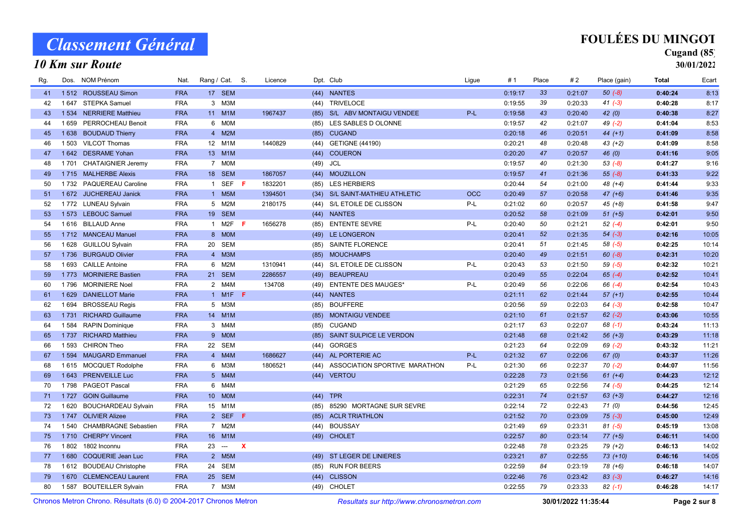# Classement Général

## 10 Km sur Route

**FOULÉES DU MINGOT**
**Cugand (85)**
**30/01/2022**

| Rg. | Dos. | NOM Prénom | Nat. | Rang / Cat. | | S. | Licence | Dpt. | Club | Ligue | # 1 | Place | # 2 | Place (gain) | Total | Ecart |
|---|---|---|---|---|---|---|---|---|---|---|---|---|---|---|---|---|
| 41 | 1 512 | ROUSSEAU Simon | FRA | 17 | SEM | | | (44) | NANTES | | 0:19:17 | 33 | 0:21:07 | 50 (-8) | **0:40:24** | 8:13 |
| 42 | 1 647 | STEPKA Samuel | FRA | 3 | M3M | | | (44) | TRIVELOCE | | 0:19:55 | 39 | 0:20:33 | 41 (-3) | **0:40:28** | 8:17 |
| 43 | 1 534 | NERRIERE Matthieu | FRA | 11 | M1M | | 1967437 | (85) | S/L ABV MONTAIGU VENDEE | P-L | 0:19:58 | 43 | 0:20:40 | 42 (0) | **0:40:38** | 8:27 |
| 44 | 1 659 | PERROCHEAU Benoit | FRA | 6 | M0M | | | (85) | LES SABLES D OLONNE | | 0:19:57 | 42 | 0:21:07 | 49 (-2) | **0:41:04** | 8:53 |
| 45 | 1 638 | BOUDAUD Thierry | FRA | 4 | M2M | | | (85) | CUGAND | | 0:20:18 | 46 | 0:20:51 | 44 (+1) | **0:41:09** | 8:58 |
| 46 | 1 503 | VILCOT Thomas | FRA | 12 | M1M | | 1440829 | (44) | GETIGNE (44190) | | 0:20:21 | 48 | 0:20:48 | 43 (+2) | **0:41:09** | 8:58 |
| 47 | 1 642 | DESRAME Yohan | FRA | 13 | M1M | | | (44) | COUERON | | 0:20:20 | 47 | 0:20:57 | 46 (0) | **0:41:16** | 9:05 |
| 48 | 1 701 | CHATAIGNIER Jeremy | FRA | 7 | M0M | | | (49) | JCL | | 0:19:57 | 40 | 0:21:30 | 53 (-8) | **0:41:27** | 9:16 |
| 49 | 1 715 | MALHERBE Alexis | FRA | 18 | SEM | | 1867057 | (44) | MOUZILLON | | 0:19:57 | 41 | 0:21:36 | 55 (-8) | **0:41:33** | 9:22 |
| 50 | 1 732 | PAQUEREAU Caroline | FRA | 1 | SEF | F | 1832201 | (85) | LES HERBIERS | | 0:20:44 | 54 | 0:21:00 | 48 (+4) | **0:41:44** | 9:33 |
| 51 | 1 672 | JUCHEREAU Janick | FRA | 1 | M5M | | 1394501 | (34) | S/L SAINT-MATHIEU ATHLETIC | OCC | 0:20:49 | 57 | 0:20:58 | 47 (+6) | **0:41:46** | 9:35 |
| 52 | 1 772 | LUNEAU Sylvain | FRA | 5 | M2M | | 2180175 | (44) | S/L ETOILE DE CLISSON | P-L | 0:21:02 | 60 | 0:20:57 | 45 (+8) | **0:41:58** | 9:47 |
| 53 | 1 573 | LEBOUC Samuel | FRA | 19 | SEM | | | (44) | NANTES | | 0:20:52 | 58 | 0:21:09 | 51 (+5) | **0:42:01** | 9:50 |
| 54 | 1 616 | BILLAUD Anne | FRA | 1 | M2F | F | 1656278 | (85) | ENTENTE SEVRE | P-L | 0:20:40 | 50 | 0:21:21 | 52 (-4) | **0:42:01** | 9:50 |
| 55 | 1 712 | MANCEAU Manuel | FRA | 8 | M0M | | | (49) | LE LONGERON | | 0:20:41 | 52 | 0:21:35 | 54 (-3) | **0:42:16** | 10:05 |
| 56 | 1 628 | GUILLOU Sylvain | FRA | 20 | SEM | | | (85) | SAINTE FLORENCE | | 0:20:41 | 51 | 0:21:45 | 58 (-5) | **0:42:25** | 10:14 |
| 57 | 1 736 | BURGAUD Olivier | FRA | 4 | M3M | | | (85) | MOUCHAMPS | | 0:20:40 | 49 | 0:21:51 | 60 (-8) | **0:42:31** | 10:20 |
| 58 | 1 693 | CAILLE Antoine | FRA | 6 | M2M | | 1310941 | (44) | S/L ETOILE DE CLISSON | P-L | 0:20:43 | 53 | 0:21:50 | 59 (-5) | **0:42:32** | 10:21 |
| 59 | 1 773 | MORINIERE Bastien | FRA | 21 | SEM | | 2286557 | (49) | BEAUPREAU | | 0:20:49 | 55 | 0:22:04 | 65 (-4) | **0:42:52** | 10:41 |
| 60 | 1 796 | MORINIERE Noel | FRA | 2 | M4M | | 134708 | (49) | ENTENTE DES MAUGES* | P-L | 0:20:49 | 56 | 0:22:06 | 66 (-4) | **0:42:54** | 10:43 |
| 61 | 1 629 | DANIELLOT Marie | FRA | 1 | M1F | F | | (44) | NANTES | | 0:21:11 | 62 | 0:21:44 | 57 (+1) | **0:42:55** | 10:44 |
| 62 | 1 694 | BROSSEAU Regis | FRA | 5 | M3M | | | (85) | BOUFFERE | | 0:20:56 | 59 | 0:22:03 | 64 (-3) | **0:42:58** | 10:47 |
| 63 | 1 731 | RICHARD Guillaume | FRA | 14 | M1M | | | (85) | MONTAIGU VENDEE | | 0:21:10 | 61 | 0:21:57 | 62 (-2) | **0:43:06** | 10:55 |
| 64 | 1 584 | RAPIN Dominique | FRA | 3 | M4M | | | (85) | CUGAND | | 0:21:17 | 63 | 0:22:07 | 68 (-1) | **0:43:24** | 11:13 |
| 65 | 1 737 | RICHARD Matthieu | FRA | 9 | M0M | | | (85) | SAINT SULPICE LE VERDON | | 0:21:48 | 68 | 0:21:42 | 56 (+3) | **0:43:29** | 11:18 |
| 66 | 1 593 | CHIRON Theo | FRA | 22 | SEM | | | (44) | GORGES | | 0:21:23 | 64 | 0:22:09 | 69 (-2) | **0:43:32** | 11:21 |
| 67 | 1 594 | MAUGARD Emmanuel | FRA | 4 | M4M | | 1686627 | (44) | AL PORTERIE AC | P-L | 0:21:32 | 67 | 0:22:06 | 67 (0) | **0:43:37** | 11:26 |
| 68 | 1 615 | MOCQUET Rodolphe | FRA | 6 | M3M | | 1806521 | (44) | ASSOCIATION SPORTIVE MARATHON | P-L | 0:21:30 | 66 | 0:22:37 | 70 (-2) | **0:44:07** | 11:56 |
| 69 | 1 643 | PRENVEILLE Luc | FRA | 5 | M4M | | | (44) | VERTOU | | 0:22:28 | 73 | 0:21:56 | 61 (+4) | **0:44:23** | 12:12 |
| 70 | 1 798 | PAGEOT Pascal | FRA | 6 | M4M | | | | | | 0:21:29 | 65 | 0:22:56 | 74 (-5) | **0:44:25** | 12:14 |
| 71 | 1 727 | GOIN Guillaume | FRA | 10 | M0M | | | (44) | TPR | | 0:22:31 | 74 | 0:21:57 | 63 (+3) | **0:44:27** | 12:16 |
| 72 | 1 620 | BOUCHARDEAU Sylvain | FRA | 15 | M1M | | | (85) | 85290 MORTAGNE SUR SEVRE | | 0:22:14 | 72 | 0:22:43 | 71 (0) | **0:44:56** | 12:45 |
| 73 | 1 747 | OLIVIER Alizee | FRA | 2 | SEF | F | | (85) | ACLR TRIATHLON | | 0:21:52 | 70 | 0:23:09 | 75 (-3) | **0:45:00** | 12:49 |
| 74 | 1 540 | CHAMBRAGNE Sebastien | FRA | 7 | M2M | | | (44) | BOUSSAY | | 0:21:49 | 69 | 0:23:31 | 81 (-5) | **0:45:19** | 13:08 |
| 75 | 1 710 | CHERPY Vincent | FRA | 16 | M1M | | | (49) | CHOLET | | 0:22:57 | 80 | 0:23:14 | 77 (+5) | **0:46:11** | 14:00 |
| 76 | 1 802 | 1802 Inconnu | FRA | 23 | --- | X | | | | | 0:22:48 | 78 | 0:23:25 | 79 (+2) | **0:46:13** | 14:02 |
| 77 | 1 680 | COQUERIE Jean Luc | FRA | 2 | M5M | | | (49) | ST LEGER DE LINIERES | | 0:23:21 | 87 | 0:22:55 | 73 (+10) | **0:46:16** | 14:05 |
| 78 | 1 612 | BOUDEAU Christophe | FRA | 24 | SEM | | | (85) | RUN FOR BEERS | | 0:22:59 | 84 | 0:23:19 | 78 (+6) | **0:46:18** | 14:07 |
| 79 | 1 670 | CLEMENCEAU Laurent | FRA | 25 | SEM | | | (44) | CLISSON | | 0:22:46 | 76 | 0:23:42 | 83 (-3) | **0:46:27** | 14:16 |
| 80 | 1 587 | BOUTEILLER Sylvain | FRA | 7 | M3M | | | (49) | CHOLET | | 0:22:55 | 79 | 0:23:33 | 82 (-1) | **0:46:28** | 14:17 |

Chronos Metron Chrono. Résultats (6.0) © 2004-2017 Chronos Metron — *Resultats sur http://www.chronosmetron.com* — **30/01/2022 11:35:44**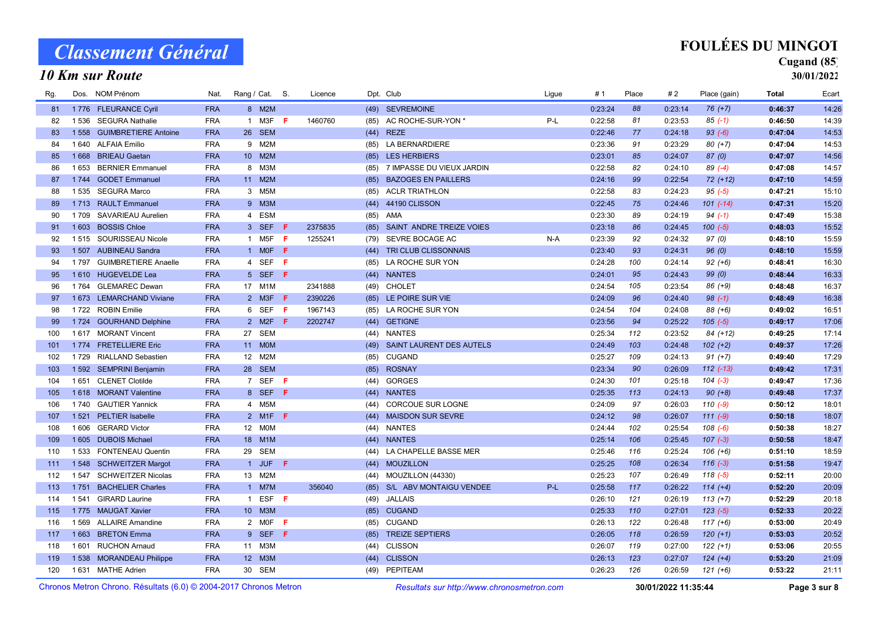# Classement Général

## 10 Km sur Route

**FOULÉES DU MINGOT**
**Cugand (85)**
**30/01/2022**

| Rg. | Dos. | NOM Prénom | Nat. | Rang / Cat. | S. | Licence | Dpt. | Club | Ligue | # 1 | Place | # 2 | Place (gain) | Total | Ecart |
|---|---|---|---|---|---|---|---|---|---|---|---|---|---|---|---|
| 81 | 1 776 | FLEURANCE Cyril | FRA | 8 M2M | | | (49) | SEVREMOINE | | 0:23:24 | 88 | 0:23:14 | 76 (+7) | **0:46:37** | 14:26 |
| 82 | 1 536 | SEGURA Nathalie | FRA | 1 M3F | F | 1460760 | (85) | AC ROCHE-SUR-YON * | P-L | 0:22:58 | 81 | 0:23:53 | 85 (-1) | **0:46:50** | 14:39 |
| 83 | 1 558 | GUIMBRETIERE Antoine | FRA | 26 SEM | | | (44) | REZE | | 0:22:46 | 77 | 0:24:18 | 93 (-6) | **0:47:04** | 14:53 |
| 84 | 1 640 | ALFAIA Emilio | FRA | 9 M2M | | | (85) | LA BERNARDIERE | | 0:23:36 | 91 | 0:23:29 | 80 (+7) | **0:47:04** | 14:53 |
| 85 | 1 668 | BRIEAU Gaetan | FRA | 10 M2M | | | (85) | LES HERBIERS | | 0:23:01 | 85 | 0:24:07 | 87 (0) | **0:47:07** | 14:56 |
| 86 | 1 653 | BERNIER Emmanuel | FRA | 8 M3M | | | (85) | 7 IMPASSE DU VIEUX JARDIN | | 0:22:58 | 82 | 0:24:10 | 89 (-4) | **0:47:08** | 14:57 |
| 87 | 1 744 | GODET Emmanuel | FRA | 11 M2M | | | (85) | BAZOGES EN PAILLERS | | 0:24:16 | 99 | 0:22:54 | 72 (+12) | **0:47:10** | 14:59 |
| 88 | 1 535 | SEGURA Marco | FRA | 3 M5M | | | (85) | ACLR TRIATHLON | | 0:22:58 | 83 | 0:24:23 | 95 (-5) | **0:47:21** | 15:10 |
| 89 | 1 713 | RAULT Emmanuel | FRA | 9 M3M | | | (44) | 44190 CLISSON | | 0:22:45 | 75 | 0:24:46 | 101 (-14) | **0:47:31** | 15:20 |
| 90 | 1 709 | SAVARIEAU Aurelien | FRA | 4 ESM | | | (85) | AMA | | 0:23:30 | 89 | 0:24:19 | 94 (-1) | **0:47:49** | 15:38 |
| 91 | 1 603 | BOSSIS Chloe | FRA | 3 SEF | F | 2375835 | (85) | SAINT ANDRE TREIZE VOIES | | 0:23:18 | 86 | 0:24:45 | 100 (-5) | **0:48:03** | 15:52 |
| 92 | 1 515 | SOURISSEAU Nicole | FRA | 1 M5F | F | 1255241 | (79) | SEVRE BOCAGE AC | N-A | 0:23:39 | 92 | 0:24:32 | 97 (0) | **0:48:10** | 15:59 |
| 93 | 1 507 | AUBINEAU Sandra | FRA | 1 M0F | F | | (44) | TRI CLUB CLISSONNAIS | | 0:23:40 | 93 | 0:24:31 | 96 (0) | **0:48:10** | 15:59 |
| 94 | 1 797 | GUIMBRETIERE Anaelle | FRA | 4 SEF | F | | (85) | LA ROCHE SUR YON | | 0:24:28 | 100 | 0:24:14 | 92 (+6) | **0:48:41** | 16:30 |
| 95 | 1 610 | HUGEVELDE Lea | FRA | 5 SEF | F | | (44) | NANTES | | 0:24:01 | 95 | 0:24:43 | 99 (0) | **0:48:44** | 16:33 |
| 96 | 1 764 | GLEMAREC Dewan | FRA | 17 M1M | | 2341888 | (49) | CHOLET | | 0:24:54 | 105 | 0:23:54 | 86 (+9) | **0:48:48** | 16:37 |
| 97 | 1 673 | LEMARCHAND Viviane | FRA | 2 M3F | F | 2390226 | (85) | LE POIRE SUR VIE | | 0:24:09 | 96 | 0:24:40 | 98 (-1) | **0:48:49** | 16:38 |
| 98 | 1 722 | ROBIN Emilie | FRA | 6 SEF | F | 1967143 | (85) | LA ROCHE SUR YON | | 0:24:54 | 104 | 0:24:08 | 88 (+6) | **0:49:02** | 16:51 |
| 99 | 1 724 | GOURHAND Delphine | FRA | 2 M2F | F | 2202747 | (44) | GETIGNE | | 0:23:56 | 94 | 0:25:22 | 105 (-5) | **0:49:17** | 17:06 |
| 100 | 1 617 | MORANT Vincent | FRA | 27 SEM | | | (44) | NANTES | | 0:25:34 | 112 | 0:23:52 | 84 (+12) | **0:49:25** | 17:14 |
| 101 | 1 774 | FRETELLIERE Eric | FRA | 11 M0M | | | (49) | SAINT LAURENT DES AUTELS | | 0:24:49 | 103 | 0:24:48 | 102 (+2) | **0:49:37** | 17:26 |
| 102 | 1 729 | RIALLAND Sebastien | FRA | 12 M2M | | | (85) | CUGAND | | 0:25:27 | 109 | 0:24:13 | 91 (+7) | **0:49:40** | 17:29 |
| 103 | 1 592 | SEMPRINI Benjamin | FRA | 28 SEM | | | (85) | ROSNAY | | 0:23:34 | 90 | 0:26:09 | 112 (-13) | **0:49:42** | 17:31 |
| 104 | 1 651 | CLENET Clotilde | FRA | 7 SEF | F | | (44) | GORGES | | 0:24:30 | 101 | 0:25:18 | 104 (-3) | **0:49:47** | 17:36 |
| 105 | 1 618 | MORANT Valentine | FRA | 8 SEF | F | | (44) | NANTES | | 0:25:35 | 113 | 0:24:13 | 90 (+8) | **0:49:48** | 17:37 |
| 106 | 1 740 | GAUTIER Yannick | FRA | 4 M5M | | | (44) | CORCOUE SUR LOGNE | | 0:24:09 | 97 | 0:26:03 | 110 (-9) | **0:50:12** | 18:01 |
| 107 | 1 521 | PELTIER Isabelle | FRA | 2 M1F | F | | (44) | MAISDON SUR SEVRE | | 0:24:12 | 98 | 0:26:07 | 111 (-9) | **0:50:18** | 18:07 |
| 108 | 1 606 | GERARD Victor | FRA | 12 M0M | | | (44) | NANTES | | 0:24:44 | 102 | 0:25:54 | 108 (-6) | **0:50:38** | 18:27 |
| 109 | 1 605 | DUBOIS Michael | FRA | 18 M1M | | | (44) | NANTES | | 0:25:14 | 106 | 0:25:45 | 107 (-3) | **0:50:58** | 18:47 |
| 110 | 1 533 | FONTENEAU Quentin | FRA | 29 SEM | | | (44) | LA CHAPELLE BASSE MER | | 0:25:46 | 116 | 0:25:24 | 106 (+6) | **0:51:10** | 18:59 |
| 111 | 1 548 | SCHWEITZER Margot | FRA | 1 JUF | F | | (44) | MOUZILLON | | 0:25:25 | 108 | 0:26:34 | 116 (-3) | **0:51:58** | 19:47 |
| 112 | 1 547 | SCHWEITZER Nicolas | FRA | 13 M2M | | | (44) | MOUZILLON (44330) | | 0:25:23 | 107 | 0:26:49 | 118 (-5) | **0:52:11** | 20:00 |
| 113 | 1 751 | BACHELIER Charles | FRA | 1 M7M | | 356040 | (85) | S/L ABV MONTAIGU VENDEE | P-L | 0:25:58 | 117 | 0:26:22 | 114 (+4) | **0:52:20** | 20:09 |
| 114 | 1 541 | GIRARD Laurine | FRA | 1 ESF | F | | (49) | JALLAIS | | 0:26:10 | 121 | 0:26:19 | 113 (+7) | **0:52:29** | 20:18 |
| 115 | 1 775 | MAUGAT Xavier | FRA | 10 M3M | | | (85) | CUGAND | | 0:25:33 | 110 | 0:27:01 | 123 (-5) | **0:52:33** | 20:22 |
| 116 | 1 569 | ALLAIRE Amandine | FRA | 2 M0F | F | | (85) | CUGAND | | 0:26:13 | 122 | 0:26:48 | 117 (+6) | **0:53:00** | 20:49 |
| 117 | 1 663 | BRETON Emma | FRA | 9 SEF | F | | (85) | TREIZE SEPTIERS | | 0:26:05 | 118 | 0:26:59 | 120 (+1) | **0:53:03** | 20:52 |
| 118 | 1 601 | RUCHON Arnaud | FRA | 11 M3M | | | (44) | CLISSON | | 0:26:07 | 119 | 0:27:00 | 122 (+1) | **0:53:06** | 20:55 |
| 119 | 1 538 | MORANDEAU Philippe | FRA | 12 M3M | | | (44) | CLISSON | | 0:26:13 | 123 | 0:27:07 | 124 (+4) | **0:53:20** | 21:09 |
| 120 | 1 631 | MATHE Adrien | FRA | 30 SEM | | | (49) | PEPITEAM | | 0:26:23 | 126 | 0:26:59 | 121 (+6) | **0:53:22** | 21:11 |

Chronos Metron Chrono. Résultats (6.0) © 2004-2017 Chronos Metron — *Resultats sur http://www.chronosmetron.com* — **30/01/2022 11:35:44**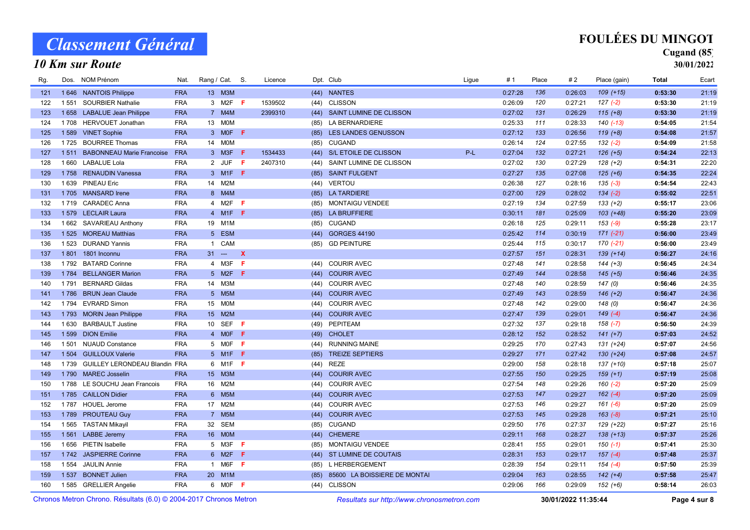# Classement Général

## 10 Km sur Route

**FOULÉES DU MINGOT**
**Cugand (85)**
**30/01/2022**

| Rg. | Dos. | NOM Prénom | Nat. | Rang / Cat. | | S. | Licence | Dpt. | Club | Ligue | # 1 | Place | # 2 | Place (gain) | Total | Ecart |
|---|---|---|---|---|---|---|---|---|---|---|---|---|---|---|---|---|
| 121 | 1 646 | NANTOIS Philippe | FRA | 13 | M3M | | | (44) | NANTES | | 0:27:28 | 136 | 0:26:03 | 109 (+15) | **0:53:30** | 21:19 |
| 122 | 1 551 | SOURBIER Nathalie | FRA | 3 | M2F | F | 1539502 | (44) | CLISSON | | 0:26:09 | 120 | 0:27:21 | 127 (-2) | **0:53:30** | 21:19 |
| 123 | 1 658 | LABALUE Jean Philippe | FRA | 7 | M4M | | 2399310 | (44) | SAINT LUMINE DE CLISSON | | 0:27:02 | 131 | 0:26:29 | 115 (+8) | **0:53:30** | 21:19 |
| 124 | 1 708 | HERVOUET Jonathan | FRA | 13 | M0M | | | (85) | LA BERNARDIERE | | 0:25:33 | 111 | 0:28:33 | 140 (-13) | **0:54:05** | 21:54 |
| 125 | 1 589 | VINET Sophie | FRA | 3 | M0F | F | | (85) | LES LANDES GENUSSON | | 0:27:12 | 133 | 0:26:56 | 119 (+8) | **0:54:08** | 21:57 |
| 126 | 1 725 | BOURREE Thomas | FRA | 14 | M0M | | | (85) | CUGAND | | 0:26:14 | 124 | 0:27:55 | 132 (-2) | **0:54:09** | 21:58 |
| 127 | 1 511 | BABONNEAU Marie Francoise | FRA | 3 | M3F | F | 1534433 | (44) | S/L ETOILE DE CLISSON | P-L | 0:27:04 | 132 | 0:27:21 | 126 (+5) | **0:54:24** | 22:13 |
| 128 | 1 660 | LABALUE Lola | FRA | 2 | JUF | F | 2407310 | (44) | SAINT LUMINE DE CLISSON | | 0:27:02 | 130 | 0:27:29 | 128 (+2) | **0:54:31** | 22:20 |
| 129 | 1 758 | RENAUDIN Vanessa | FRA | 3 | M1F | F | | (85) | SAINT FULGENT | | 0:27:27 | 135 | 0:27:08 | 125 (+6) | **0:54:35** | 22:24 |
| 130 | 1 639 | PINEAU Eric | FRA | 14 | M2M | | | (44) | VERTOU | | 0:26:38 | 127 | 0:28:16 | 135 (-3) | **0:54:54** | 22:43 |
| 131 | 1 705 | MANSARD Irene | FRA | 8 | M4M | | | (85) | LA TARDIERE | | 0:27:00 | 129 | 0:28:02 | 134 (-2) | **0:55:02** | 22:51 |
| 132 | 1 719 | CARADEC Anna | FRA | 4 | M2F | F | | (85) | MONTAIGU VENDEE | | 0:27:19 | 134 | 0:27:59 | 133 (+2) | **0:55:17** | 23:06 |
| 133 | 1 579 | LECLAIR Laura | FRA | 4 | M1F | F | | (85) | LA BRUFFIERE | | 0:30:11 | 181 | 0:25:09 | 103 (+48) | **0:55:20** | 23:09 |
| 134 | 1 662 | SAVARIEAU Anthony | FRA | 19 | M1M | | | (85) | CUGAND | | 0:26:18 | 125 | 0:29:11 | 153 (-9) | **0:55:28** | 23:17 |
| 135 | 1 525 | MOREAU Matthias | FRA | 5 | ESM | | | (44) | GORGES 44190 | | 0:25:42 | 114 | 0:30:19 | 171 (-21) | **0:56:00** | 23:49 |
| 136 | 1 523 | DURAND Yannis | FRA | 1 | CAM | | | (85) | GD PEINTURE | | 0:25:44 | 115 | 0:30:17 | 170 (-21) | **0:56:00** | 23:49 |
| 137 | 1 801 | 1801 Inconnu | FRA | 31 | --- | X | | | | | 0:27:57 | 151 | 0:28:31 | 139 (+14) | **0:56:27** | 24:16 |
| 138 | 1 792 | BATARD Corinne | FRA | 4 | M3F | F | | (44) | COURIR AVEC | | 0:27:48 | 141 | 0:28:58 | 144 (+3) | **0:56:45** | 24:34 |
| 139 | 1 784 | BELLANGER Marion | FRA | 5 | M2F | F | | (44) | COURIR AVEC | | 0:27:49 | 144 | 0:28:58 | 145 (+5) | **0:56:46** | 24:35 |
| 140 | 1 791 | BERNARD Gildas | FRA | 14 | M3M | | | (44) | COURIR AVEC | | 0:27:48 | 140 | 0:28:59 | 147 (0) | **0:56:46** | 24:35 |
| 141 | 1 786 | BRUN Jean Claude | FRA | 5 | M5M | | | (44) | COURIR AVEC | | 0:27:49 | 143 | 0:28:59 | 146 (+2) | **0:56:47** | 24:36 |
| 142 | 1 794 | EVRARD Simon | FRA | 15 | M0M | | | (44) | COURIR AVEC | | 0:27:48 | 142 | 0:29:00 | 148 (0) | **0:56:47** | 24:36 |
| 143 | 1 793 | MORIN Jean Philippe | FRA | 15 | M2M | | | (44) | COURIR AVEC | | 0:27:47 | 139 | 0:29:01 | 149 (-4) | **0:56:47** | 24:36 |
| 144 | 1 630 | BARBAULT Justine | FRA | 10 | SEF | F | | (49) | PEPITEAM | | 0:27:32 | 137 | 0:29:18 | 158 (-7) | **0:56:50** | 24:39 |
| 145 | 1 599 | DION Emilie | FRA | 4 | M0F | F | | (49) | CHOLET | | 0:28:12 | 152 | 0:28:52 | 141 (+7) | **0:57:03** | 24:52 |
| 146 | 1 501 | NUAUD Constance | FRA | 5 | M0F | F | | (44) | RUNNING MAINE | | 0:29:25 | 170 | 0:27:43 | 131 (+24) | **0:57:07** | 24:56 |
| 147 | 1 504 | GUILLOUX Valerie | FRA | 5 | M1F | F | | (85) | TREIZE SEPTIERS | | 0:29:27 | 171 | 0:27:42 | 130 (+24) | **0:57:08** | 24:57 |
| 148 | 1 739 | GUILLEY LERONDEAU Blandin | FRA | 6 | M1F | F | | (44) | REZE | | 0:29:00 | 158 | 0:28:18 | 137 (+10) | **0:57:18** | 25:07 |
| 149 | 1 790 | MAREC Josselin | FRA | 15 | M3M | | | (44) | COURIR AVEC | | 0:27:55 | 150 | 0:29:25 | 159 (+1) | **0:57:19** | 25:08 |
| 150 | 1 788 | LE SOUCHU Jean Francois | FRA | 16 | M2M | | | (44) | COURIR AVEC | | 0:27:54 | 148 | 0:29:26 | 160 (-2) | **0:57:20** | 25:09 |
| 151 | 1 785 | CAILLON Didier | FRA | 6 | M5M | | | (44) | COURIR AVEC | | 0:27:53 | 147 | 0:29:27 | 162 (-4) | **0:57:20** | 25:09 |
| 152 | 1 787 | HOUEL Jerome | FRA | 17 | M2M | | | (44) | COURIR AVEC | | 0:27:53 | 146 | 0:29:27 | 161 (-6) | **0:57:20** | 25:09 |
| 153 | 1 789 | PROUTEAU Guy | FRA | 7 | M5M | | | (44) | COURIR AVEC | | 0:27:53 | 145 | 0:29:28 | 163 (-8) | **0:57:21** | 25:10 |
| 154 | 1 565 | TASTAN Mikayil | FRA | 32 | SEM | | | (85) | CUGAND | | 0:29:50 | 176 | 0:27:37 | 129 (+22) | **0:57:27** | 25:16 |
| 155 | 1 561 | LABBE Jeremy | FRA | 16 | M0M | | | (44) | CHEMERE | | 0:29:11 | 168 | 0:28:27 | 138 (+13) | **0:57:37** | 25:26 |
| 156 | 1 656 | PIETIN Isabelle | FRA | 5 | M3F | F | | (85) | MONTAIGU VENDEE | | 0:28:41 | 155 | 0:29:01 | 150 (-1) | **0:57:41** | 25:30 |
| 157 | 1 742 | JASPIERRE Corinne | FRA | 6 | M2F | F | | (44) | ST LUMINE DE COUTAIS | | 0:28:31 | 153 | 0:29:17 | 157 (-4) | **0:57:48** | 25:37 |
| 158 | 1 554 | JAULIN Annie | FRA | 1 | M6F | F | | (85) | L HERBERGEMENT | | 0:28:39 | 154 | 0:29:11 | 154 (-4) | **0:57:50** | 25:39 |
| 159 | 1 537 | BONNET Julien | FRA | 20 | M1M | | | (85) | 85600 LA BOISSIERE DE MONTAI | | 0:29:04 | 163 | 0:28:55 | 142 (+4) | **0:57:58** | 25:47 |
| 160 | 1 585 | GRELLIER Angelie | FRA | 6 | M0F | F | | (44) | CLISSON | | 0:29:06 | 166 | 0:29:09 | 152 (+6) | **0:58:14** | 26:03 |

Chronos Metron Chrono. Résultats (6.0) © 2004-2017 Chronos Metron — *Resultats sur http://www.chronosmetron.com* — **30/01/2022 11:35:44**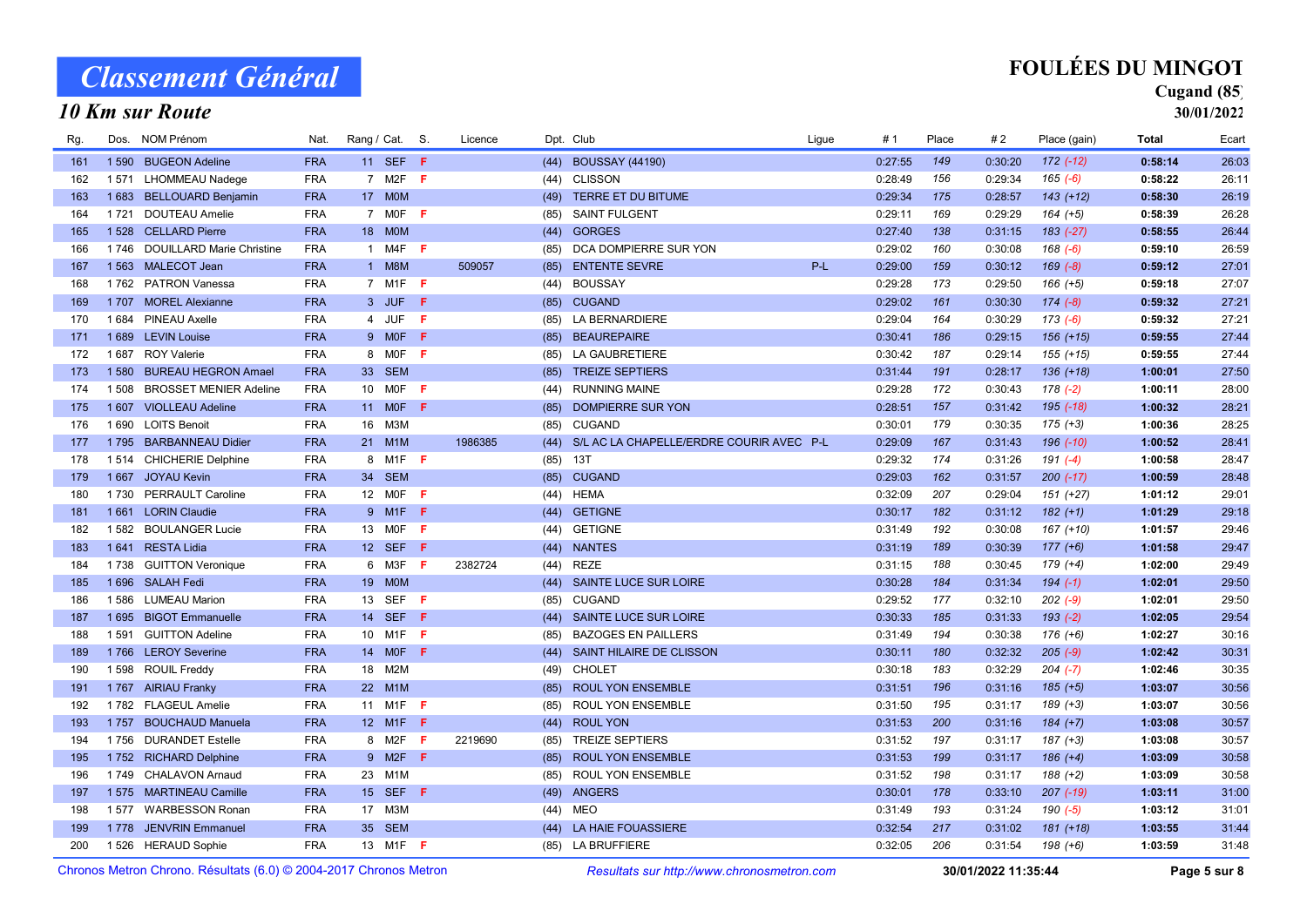# Classement Général

## 10 Km sur Route

**FOULÉES DU MINGOT**
**Cugand (85)**
**30/01/2022**

| Rg. | Dos. | NOM Prénom | Nat. | Rang / Cat. | S. | Licence | Dpt. | Club | Ligue | # 1 | Place | # 2 | Place (gain) | Total | Ecart |
|---|---|---|---|---|---|---|---|---|---|---|---|---|---|---|---|
| 161 | 1 590 | BUGEON Adeline | FRA | 11 SEF | F | | (44) | BOUSSAY (44190) | | 0:27:55 | 149 | 0:30:20 | 172 (-12) | **0:58:14** | 26:03 |
| 162 | 1 571 | LHOMMEAU Nadege | FRA | 7 M2F | F | | (44) | CLISSON | | 0:28:49 | 156 | 0:29:34 | 165 (-6) | **0:58:22** | 26:11 |
| 163 | 1 683 | BELLOUARD Benjamin | FRA | 17 M0M | | | (49) | TERRE ET DU BITUME | | 0:29:34 | 175 | 0:28:57 | 143 (+12) | **0:58:30** | 26:19 |
| 164 | 1 721 | DOUTEAU Amelie | FRA | 7 M0F | F | | (85) | SAINT FULGENT | | 0:29:11 | 169 | 0:29:29 | 164 (+5) | **0:58:39** | 26:28 |
| 165 | 1 528 | CELLARD Pierre | FRA | 18 M0M | | | (44) | GORGES | | 0:27:40 | 138 | 0:31:15 | 183 (-27) | **0:58:55** | 26:44 |
| 166 | 1 746 | DOUILLARD Marie Christine | FRA | 1 M4F | F | | (85) | DCA DOMPIERRE SUR YON | | 0:29:02 | 160 | 0:30:08 | 168 (-6) | **0:59:10** | 26:59 |
| 167 | 1 563 | MALECOT Jean | FRA | 1 M8M | | 509057 | (85) | ENTENTE SEVRE | P-L | 0:29:00 | 159 | 0:30:12 | 169 (-8) | **0:59:12** | 27:01 |
| 168 | 1 762 | PATRON Vanessa | FRA | 7 M1F | F | | (44) | BOUSSAY | | 0:29:28 | 173 | 0:29:50 | 166 (+5) | **0:59:18** | 27:07 |
| 169 | 1 707 | MOREL Alexianne | FRA | 3 JUF | F | | (85) | CUGAND | | 0:29:02 | 161 | 0:30:30 | 174 (-8) | **0:59:32** | 27:21 |
| 170 | 1 684 | PINEAU Axelle | FRA | 4 JUF | F | | (85) | LA BERNARDIERE | | 0:29:04 | 164 | 0:30:29 | 173 (-6) | **0:59:32** | 27:21 |
| 171 | 1 689 | LEVIN Louise | FRA | 9 M0F | F | | (85) | BEAUREPAIRE | | 0:30:41 | 186 | 0:29:15 | 156 (+15) | **0:59:55** | 27:44 |
| 172 | 1 687 | ROY Valerie | FRA | 8 M0F | F | | (85) | LA GAUBRETIERE | | 0:30:42 | 187 | 0:29:14 | 155 (+15) | **0:59:55** | 27:44 |
| 173 | 1 580 | BUREAU HEGRON Amael | FRA | 33 SEM | | | (85) | TREIZE SEPTIERS | | 0:31:44 | 191 | 0:28:17 | 136 (+18) | **1:00:01** | 27:50 |
| 174 | 1 508 | BROSSET MENIER Adeline | FRA | 10 M0F | F | | (44) | RUNNING MAINE | | 0:29:28 | 172 | 0:30:43 | 178 (-2) | **1:00:11** | 28:00 |
| 175 | 1 607 | VIOLLEAU Adeline | FRA | 11 M0F | F | | (85) | DOMPIERRE SUR YON | | 0:28:51 | 157 | 0:31:42 | 195 (-18) | **1:00:32** | 28:21 |
| 176 | 1 690 | LOITS Benoit | FRA | 16 M3M | | | (85) | CUGAND | | 0:30:01 | 179 | 0:30:35 | 175 (+3) | **1:00:36** | 28:25 |
| 177 | 1 795 | BARBANNEAU Didier | FRA | 21 M1M | | 1986385 | (44) | S/L AC LA CHAPELLE/ERDRE COURIR AVEC | P-L | 0:29:09 | 167 | 0:31:43 | 196 (-10) | **1:00:52** | 28:41 |
| 178 | 1 514 | CHICHERIE Delphine | FRA | 8 M1F | F | | (85) | 13T | | 0:29:32 | 174 | 0:31:26 | 191 (-4) | **1:00:58** | 28:47 |
| 179 | 1 667 | JOYAU Kevin | FRA | 34 SEM | | | (85) | CUGAND | | 0:29:03 | 162 | 0:31:57 | 200 (-17) | **1:00:59** | 28:48 |
| 180 | 1 730 | PERRAULT Caroline | FRA | 12 M0F | F | | (44) | HEMA | | 0:32:09 | 207 | 0:29:04 | 151 (+27) | **1:01:12** | 29:01 |
| 181 | 1 661 | LORIN Claudie | FRA | 9 M1F | F | | (44) | GETIGNE | | 0:30:17 | 182 | 0:31:12 | 182 (+1) | **1:01:29** | 29:18 |
| 182 | 1 582 | BOULANGER Lucie | FRA | 13 M0F | F | | (44) | GETIGNE | | 0:31:49 | 192 | 0:30:08 | 167 (+10) | **1:01:57** | 29:46 |
| 183 | 1 641 | RESTA Lidia | FRA | 12 SEF | F | | (44) | NANTES | | 0:31:19 | 189 | 0:30:39 | 177 (+6) | **1:01:58** | 29:47 |
| 184 | 1 738 | GUITTON Veronique | FRA | 6 M3F | F | 2382724 | (44) | REZE | | 0:31:15 | 188 | 0:30:45 | 179 (+4) | **1:02:00** | 29:49 |
| 185 | 1 696 | SALAH Fedi | FRA | 19 M0M | | | (44) | SAINTE LUCE SUR LOIRE | | 0:30:28 | 184 | 0:31:34 | 194 (-1) | **1:02:01** | 29:50 |
| 186 | 1 586 | LUMEAU Marion | FRA | 13 SEF | F | | (85) | CUGAND | | 0:29:52 | 177 | 0:32:10 | 202 (-9) | **1:02:01** | 29:50 |
| 187 | 1 695 | BIGOT Emmanuelle | FRA | 14 SEF | F | | (44) | SAINTE LUCE SUR LOIRE | | 0:30:33 | 185 | 0:31:33 | 193 (-2) | **1:02:05** | 29:54 |
| 188 | 1 591 | GUITTON Adeline | FRA | 10 M1F | F | | (85) | BAZOGES EN PAILLERS | | 0:31:49 | 194 | 0:30:38 | 176 (+6) | **1:02:27** | 30:16 |
| 189 | 1 766 | LEROY Severine | FRA | 14 M0F | F | | (44) | SAINT HILAIRE DE CLISSON | | 0:30:11 | 180 | 0:32:32 | 205 (-9) | **1:02:42** | 30:31 |
| 190 | 1 598 | ROUIL Freddy | FRA | 18 M2M | | | (49) | CHOLET | | 0:30:18 | 183 | 0:32:29 | 204 (-7) | **1:02:46** | 30:35 |
| 191 | 1 767 | AIRIAU Franky | FRA | 22 M1M | | | (85) | ROUL YON ENSEMBLE | | 0:31:51 | 196 | 0:31:16 | 185 (+5) | **1:03:07** | 30:56 |
| 192 | 1 782 | FLAGEUL Amelie | FRA | 11 M1F | F | | (85) | ROUL YON ENSEMBLE | | 0:31:50 | 195 | 0:31:17 | 189 (+3) | **1:03:07** | 30:56 |
| 193 | 1 757 | BOUCHAUD Manuela | FRA | 12 M1F | F | | (44) | ROUL YON | | 0:31:53 | 200 | 0:31:16 | 184 (+7) | **1:03:08** | 30:57 |
| 194 | 1 756 | DURANDET Estelle | FRA | 8 M2F | F | 2219690 | (85) | TREIZE SEPTIERS | | 0:31:52 | 197 | 0:31:17 | 187 (+3) | **1:03:08** | 30:57 |
| 195 | 1 752 | RICHARD Delphine | FRA | 9 M2F | F | | (85) | ROUL YON ENSEMBLE | | 0:31:53 | 199 | 0:31:17 | 186 (+4) | **1:03:09** | 30:58 |
| 196 | 1 749 | CHALAVON Arnaud | FRA | 23 M1M | | | (85) | ROUL YON ENSEMBLE | | 0:31:52 | 198 | 0:31:17 | 188 (+2) | **1:03:09** | 30:58 |
| 197 | 1 575 | MARTINEAU Camille | FRA | 15 SEF | F | | (49) | ANGERS | | 0:30:01 | 178 | 0:33:10 | 207 (-19) | **1:03:11** | 31:00 |
| 198 | 1 577 | WARBESSON Ronan | FRA | 17 M3M | | | (44) | MEO | | 0:31:49 | 193 | 0:31:24 | 190 (-5) | **1:03:12** | 31:01 |
| 199 | 1 778 | JENVRIN Emmanuel | FRA | 35 SEM | | | (44) | LA HAIE FOUASSIERE | | 0:32:54 | 217 | 0:31:02 | 181 (+18) | **1:03:55** | 31:44 |
| 200 | 1 526 | HERAUD Sophie | FRA | 13 M1F | F | | (85) | LA BRUFFIERE | | 0:32:05 | 206 | 0:31:54 | 198 (+6) | **1:03:59** | 31:48 |

Chronos Metron Chrono. Résultats (6.0) © 2004-2017 Chronos Metron — *Resultats sur http://www.chronosmetron.com* — **30/01/2022 11:35:44**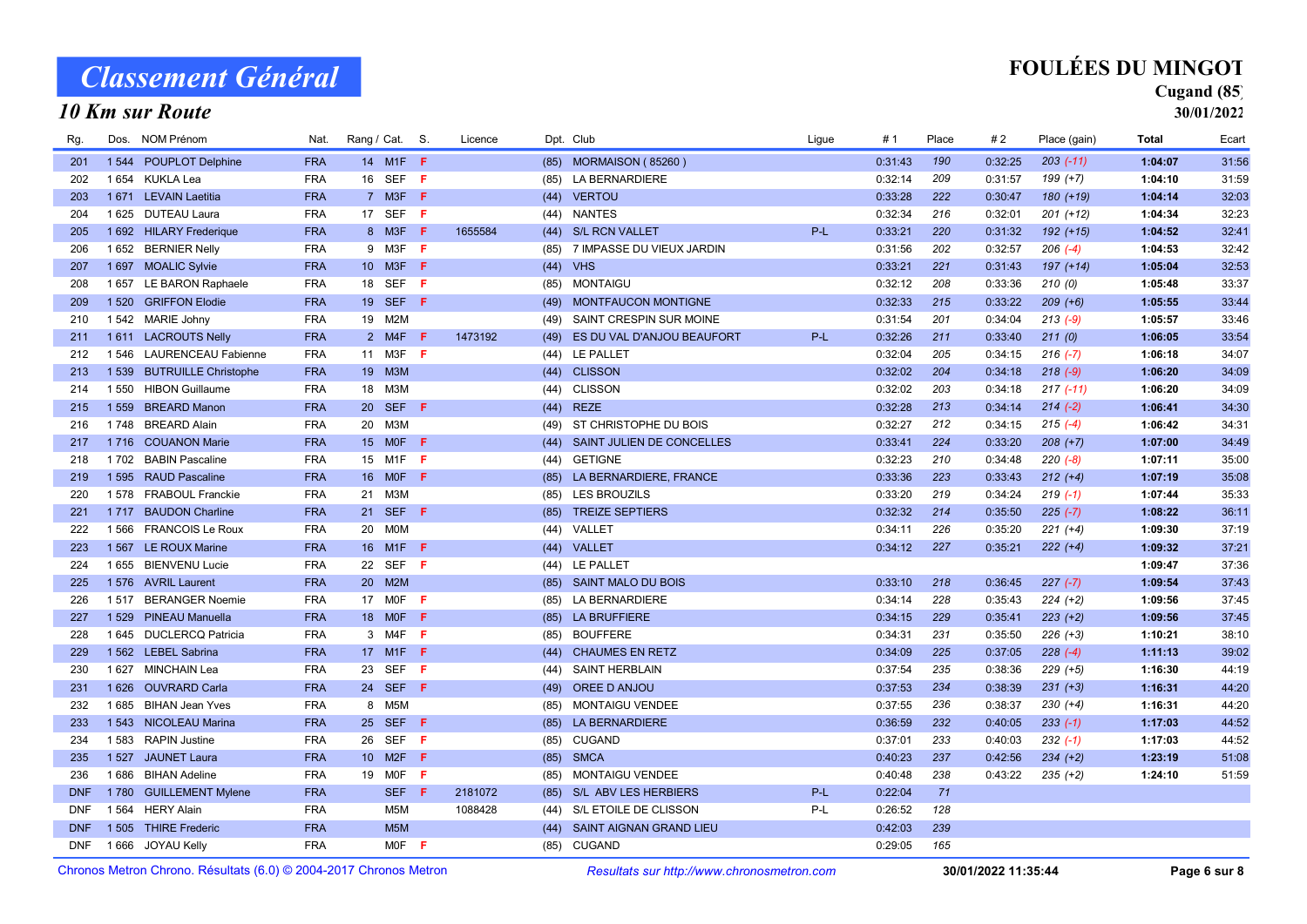# Classement Général

## 10 Km sur Route

**FOULÉES DU MINGOT**
**Cugand (85)**
**30/01/2022**

| Rg. | Dos. | NOM Prénom | Nat. | Rang / Cat. | S. | Licence | Dpt. | Club | Ligue | # 1 | Place | # 2 | Place (gain) | Total | Ecart |
|---|---|---|---|---|---|---|---|---|---|---|---|---|---|---|---|
| 201 | 1 544 | POUPLOT Delphine | FRA | 14 M1F | F | | (85) | MORMAISON ( 85260 ) | | 0:31:43 | 190 | 0:32:25 | 203 (-11) | **1:04:07** | 31:56 |
| 202 | 1 654 | KUKLA Lea | FRA | 16 SEF | F | | (85) | LA BERNARDIERE | | 0:32:14 | 209 | 0:31:57 | 199 (+7) | **1:04:10** | 31:59 |
| 203 | 1 671 | LEVAIN Laetitia | FRA | 7 M3F | F | | (44) | VERTOU | | 0:33:28 | 222 | 0:30:47 | 180 (+19) | **1:04:14** | 32:03 |
| 204 | 1 625 | DUTEAU Laura | FRA | 17 SEF | F | | (44) | NANTES | | 0:32:34 | 216 | 0:32:01 | 201 (+12) | **1:04:34** | 32:23 |
| 205 | 1 692 | HILARY Frederique | FRA | 8 M3F | F | 1655584 | (44) | S/L RCN VALLET | P-L | 0:33:21 | 220 | 0:31:32 | 192 (+15) | **1:04:52** | 32:41 |
| 206 | 1 652 | BERNIER Nelly | FRA | 9 M3F | F | | (85) | 7 IMPASSE DU VIEUX JARDIN | | 0:31:56 | 202 | 0:32:57 | 206 (-4) | **1:04:53** | 32:42 |
| 207 | 1 697 | MOALIC Sylvie | FRA | 10 M3F | F | | (44) | VHS | | 0:33:21 | 221 | 0:31:43 | 197 (+14) | **1:05:04** | 32:53 |
| 208 | 1 657 | LE BARON Raphaele | FRA | 18 SEF | F | | (85) | MONTAIGU | | 0:32:12 | 208 | 0:33:36 | 210 (0) | **1:05:48** | 33:37 |
| 209 | 1 520 | GRIFFON Elodie | FRA | 19 SEF | F | | (49) | MONTFAUCON MONTIGNE | | 0:32:33 | 215 | 0:33:22 | 209 (+6) | **1:05:55** | 33:44 |
| 210 | 1 542 | MARIE Johny | FRA | 19 M2M | | | (49) | SAINT CRESPIN SUR MOINE | | 0:31:54 | 201 | 0:34:04 | 213 (-9) | **1:05:57** | 33:46 |
| 211 | 1 611 | LACROUTS Nelly | FRA | 2 M4F | F | 1473192 | (49) | ES DU VAL D'ANJOU BEAUFORT | P-L | 0:32:26 | 211 | 0:33:40 | 211 (0) | **1:06:05** | 33:54 |
| 212 | 1 546 | LAURENCEAU Fabienne | FRA | 11 M3F | F | | (44) | LE PALLET | | 0:32:04 | 205 | 0:34:15 | 216 (-7) | **1:06:18** | 34:07 |
| 213 | 1 539 | BUTRUILLE Christophe | FRA | 19 M3M | | | (44) | CLISSON | | 0:32:02 | 204 | 0:34:18 | 218 (-9) | **1:06:20** | 34:09 |
| 214 | 1 550 | HIBON Guillaume | FRA | 18 M3M | | | (44) | CLISSON | | 0:32:02 | 203 | 0:34:18 | 217 (-11) | **1:06:20** | 34:09 |
| 215 | 1 559 | BREARD Manon | FRA | 20 SEF | F | | (44) | REZE | | 0:32:28 | 213 | 0:34:14 | 214 (-2) | **1:06:41** | 34:30 |
| 216 | 1 748 | BREARD Alain | FRA | 20 M3M | | | (49) | ST CHRISTOPHE DU BOIS | | 0:32:27 | 212 | 0:34:15 | 215 (-4) | **1:06:42** | 34:31 |
| 217 | 1 716 | COUANON Marie | FRA | 15 M0F | F | | (44) | SAINT JULIEN DE CONCELLES | | 0:33:41 | 224 | 0:33:20 | 208 (+7) | **1:07:00** | 34:49 |
| 218 | 1 702 | BABIN Pascaline | FRA | 15 M1F | F | | (44) | GETIGNE | | 0:32:23 | 210 | 0:34:48 | 220 (-8) | **1:07:11** | 35:00 |
| 219 | 1 595 | RAUD Pascaline | FRA | 16 M0F | F | | (85) | LA BERNARDIERE, FRANCE | | 0:33:36 | 223 | 0:33:43 | 212 (+4) | **1:07:19** | 35:08 |
| 220 | 1 578 | FRABOUL Franckie | FRA | 21 M3M | | | (85) | LES BROUZILS | | 0:33:20 | 219 | 0:34:24 | 219 (-1) | **1:07:44** | 35:33 |
| 221 | 1 717 | BAUDON Charline | FRA | 21 SEF | F | | (85) | TREIZE SEPTIERS | | 0:32:32 | 214 | 0:35:50 | 225 (-7) | **1:08:22** | 36:11 |
| 222 | 1 566 | FRANCOIS Le Roux | FRA | 20 M0M | | | (44) | VALLET | | 0:34:11 | 226 | 0:35:20 | 221 (+4) | **1:09:30** | 37:19 |
| 223 | 1 567 | LE ROUX Marine | FRA | 16 M1F | F | | (44) | VALLET | | 0:34:12 | 227 | 0:35:21 | 222 (+4) | **1:09:32** | 37:21 |
| 224 | 1 655 | BIENVENU Lucie | FRA | 22 SEF | F | | (44) | LE PALLET | | | | | | **1:09:47** | 37:36 |
| 225 | 1 576 | AVRIL Laurent | FRA | 20 M2M | | | (85) | SAINT MALO DU BOIS | | 0:33:10 | 218 | 0:36:45 | 227 (-7) | **1:09:54** | 37:43 |
| 226 | 1 517 | BERANGER Noemie | FRA | 17 M0F | F | | (85) | LA BERNARDIERE | | 0:34:14 | 228 | 0:35:43 | 224 (+2) | **1:09:56** | 37:45 |
| 227 | 1 529 | PINEAU Manuella | FRA | 18 M0F | F | | (85) | LA BRUFFIERE | | 0:34:15 | 229 | 0:35:41 | 223 (+2) | **1:09:56** | 37:45 |
| 228 | 1 645 | DUCLERCQ Patricia | FRA | 3 M4F | F | | (85) | BOUFFERE | | 0:34:31 | 231 | 0:35:50 | 226 (+3) | **1:10:21** | 38:10 |
| 229 | 1 562 | LEBEL Sabrina | FRA | 17 M1F | F | | (44) | CHAUMES EN RETZ | | 0:34:09 | 225 | 0:37:05 | 228 (-4) | **1:11:13** | 39:02 |
| 230 | 1 627 | MINCHAIN Lea | FRA | 23 SEF | F | | (44) | SAINT HERBLAIN | | 0:37:54 | 235 | 0:38:36 | 229 (+5) | **1:16:30** | 44:19 |
| 231 | 1 626 | OUVRARD Carla | FRA | 24 SEF | F | | (49) | OREE D ANJOU | | 0:37:53 | 234 | 0:38:39 | 231 (+3) | **1:16:31** | 44:20 |
| 232 | 1 685 | BIHAN Jean Yves | FRA | 8 M5M | | | (85) | MONTAIGU VENDEE | | 0:37:55 | 236 | 0:38:37 | 230 (+4) | **1:16:31** | 44:20 |
| 233 | 1 543 | NICOLEAU Marina | FRA | 25 SEF | F | | (85) | LA BERNARDIERE | | 0:36:59 | 232 | 0:40:05 | 233 (-1) | **1:17:03** | 44:52 |
| 234 | 1 583 | RAPIN Justine | FRA | 26 SEF | F | | (85) | CUGAND | | 0:37:01 | 233 | 0:40:03 | 232 (-1) | **1:17:03** | 44:52 |
| 235 | 1 527 | JAUNET Laura | FRA | 10 M2F | F | | (85) | SMCA | | 0:40:23 | 237 | 0:42:56 | 234 (+2) | **1:23:19** | 51:08 |
| 236 | 1 686 | BIHAN Adeline | FRA | 19 M0F | F | | (85) | MONTAIGU VENDEE | | 0:40:48 | 238 | 0:43:22 | 235 (+2) | **1:24:10** | 51:59 |
| DNF | 1 780 | GUILLEMENT Mylene | FRA | SEF | F | 2181072 | (85) | S/L ABV LES HERBIERS | P-L | 0:22:04 | 71 | | | | |
| DNF | 1 564 | HERY Alain | FRA | M5M | | 1088428 | (44) | S/L ETOILE DE CLISSON | P-L | 0:26:52 | 128 | | | | |
| DNF | 1 505 | THIRE Frederic | FRA | M5M | | | (44) | SAINT AIGNAN GRAND LIEU | | 0:42:03 | 239 | | | | |
| DNF | 1 666 | JOYAU Kelly | FRA | M0F | F | | (85) | CUGAND | | 0:29:05 | 165 | | | | |

Chronos Metron Chrono. Résultats (6.0) © 2004-2017 Chronos Metron — *Resultats sur http://www.chronosmetron.com* — 30/01/2022 11:35:44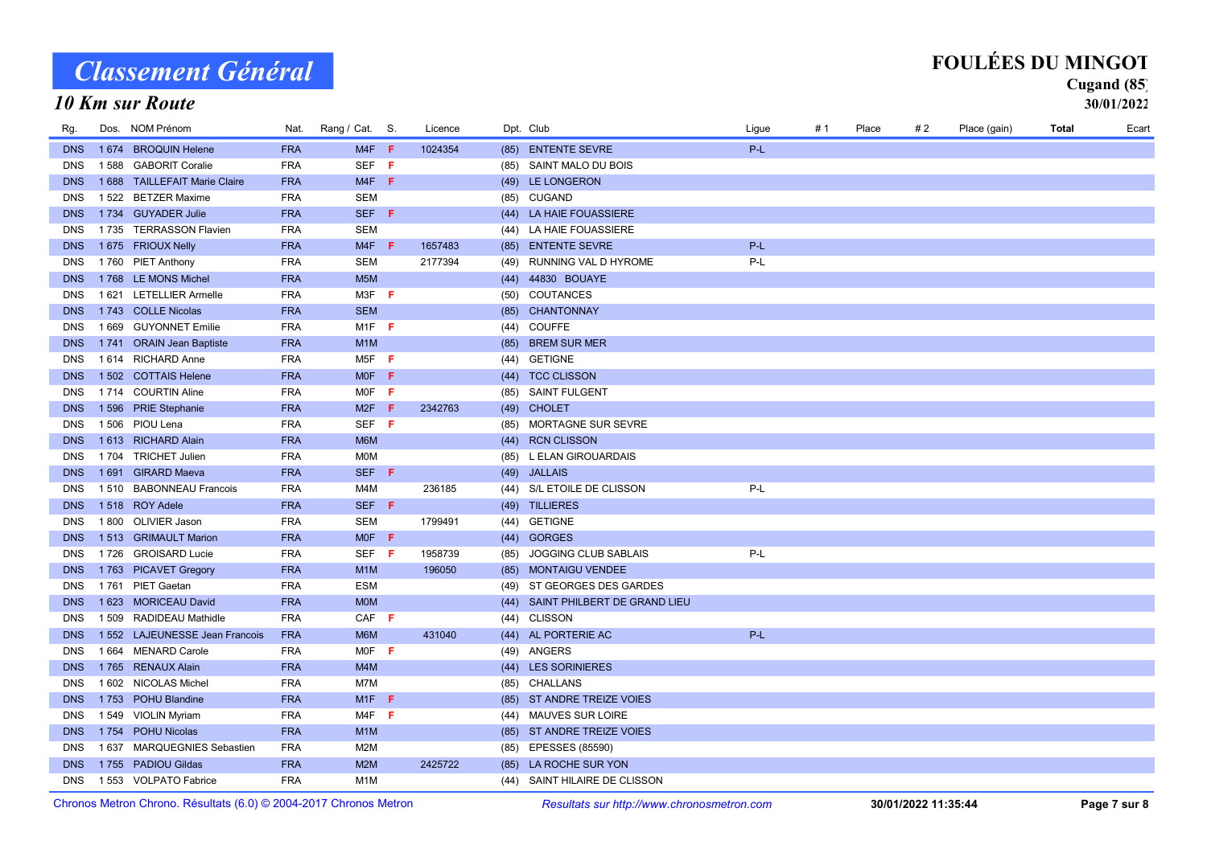# Classement Général

## 10 Km sur Route

**FOULÉES DU MINGOT**
**Cugand (85)**
**30/01/2022**

| Rg. | Dos. | NOM Prénom | Nat. | Rang / Cat. | S. | Licence | Dpt. | Club | Ligue | # 1 | Place | # 2 | Place (gain) | Total | Ecart |
|---|---|---|---|---|---|---|---|---|---|---|---|---|---|---|---|
| DNS | 1 674 | BROQUIN Helene | FRA | M4F | F | 1024354 | (85) | ENTENTE SEVRE | P-L | | | | | | |
| DNS | 1 588 | GABORIT Coralie | FRA | SEF | F | | (85) | SAINT MALO DU BOIS | | | | | | | |
| DNS | 1 688 | TAILLEFAIT Marie Claire | FRA | M4F | F | | (49) | LE LONGERON | | | | | | | |
| DNS | 1 522 | BETZER Maxime | FRA | SEM | | | (85) | CUGAND | | | | | | | |
| DNS | 1 734 | GUYADER Julie | FRA | SEF | F | | (44) | LA HAIE FOUASSIERE | | | | | | | |
| DNS | 1 735 | TERRASSON Flavien | FRA | SEM | | | (44) | LA HAIE FOUASSIERE | | | | | | | |
| DNS | 1 675 | FRIOUX Nelly | FRA | M4F | F | 1657483 | (85) | ENTENTE SEVRE | P-L | | | | | | |
| DNS | 1 760 | PIET Anthony | FRA | SEM | | 2177394 | (49) | RUNNING VAL D HYROME | P-L | | | | | | |
| DNS | 1 768 | LE MONS Michel | FRA | M5M | | | (44) | 44830 BOUAYE | | | | | | | |
| DNS | 1 621 | LETELLIER Armelle | FRA | M3F | F | | (50) | COUTANCES | | | | | | | |
| DNS | 1 743 | COLLE Nicolas | FRA | SEM | | | (85) | CHANTONNAY | | | | | | | |
| DNS | 1 669 | GUYONNET Emilie | FRA | M1F | F | | (44) | COUFFE | | | | | | | |
| DNS | 1 741 | ORAIN Jean Baptiste | FRA | M1M | | | (85) | BREM SUR MER | | | | | | | |
| DNS | 1 614 | RICHARD Anne | FRA | M5F | F | | (44) | GETIGNE | | | | | | | |
| DNS | 1 502 | COTTAIS Helene | FRA | M0F | F | | (44) | TCC CLISSON | | | | | | | |
| DNS | 1 714 | COURTIN Aline | FRA | M0F | F | | (85) | SAINT FULGENT | | | | | | | |
| DNS | 1 596 | PRIE Stephanie | FRA | M2F | F | 2342763 | (49) | CHOLET | | | | | | | |
| DNS | 1 506 | PIOU Lena | FRA | SEF | F | | (85) | MORTAGNE SUR SEVRE | | | | | | | |
| DNS | 1 613 | RICHARD Alain | FRA | M6M | | | (44) | RCN CLISSON | | | | | | | |
| DNS | 1 704 | TRICHET Julien | FRA | M0M | | | (85) | L ELAN GIROUARDAIS | | | | | | | |
| DNS | 1 691 | GIRARD Maeva | FRA | SEF | F | | (49) | JALLAIS | | | | | | | |
| DNS | 1 510 | BABONNEAU Francois | FRA | M4M | | 236185 | (44) | S/L ETOILE DE CLISSON | P-L | | | | | | |
| DNS | 1 518 | ROY Adele | FRA | SEF | F | | (49) | TILLIERES | | | | | | | |
| DNS | 1 800 | OLIVIER Jason | FRA | SEM | | 1799491 | (44) | GETIGNE | | | | | | | |
| DNS | 1 513 | GRIMAULT Marion | FRA | M0F | F | | (44) | GORGES | | | | | | | |
| DNS | 1 726 | GROISARD Lucie | FRA | SEF | F | 1958739 | (85) | JOGGING CLUB SABLAIS | P-L | | | | | | |
| DNS | 1 763 | PICAVET Gregory | FRA | M1M | | 196050 | (85) | MONTAIGU VENDEE | | | | | | | |
| DNS | 1 761 | PIET Gaetan | FRA | ESM | | | (49) | ST GEORGES DES GARDES | | | | | | | |
| DNS | 1 623 | MORICEAU David | FRA | M0M | | | (44) | SAINT PHILBERT DE GRAND LIEU | | | | | | | |
| DNS | 1 509 | RADIDEAU Mathilde | FRA | CAF | F | | (44) | CLISSON | | | | | | | |
| DNS | 1 552 | LAJEUNESSE Jean Francois | FRA | M6M | | 431040 | (44) | AL PORTERIE AC | P-L | | | | | | |
| DNS | 1 664 | MENARD Carole | FRA | M0F | F | | (49) | ANGERS | | | | | | | |
| DNS | 1 765 | RENAUX Alain | FRA | M4M | | | (44) | LES SORINIERES | | | | | | | |
| DNS | 1 602 | NICOLAS Michel | FRA | M7M | | | (85) | CHALLANS | | | | | | | |
| DNS | 1 753 | POHU Blandine | FRA | M1F | F | | (85) | ST ANDRE TREIZE VOIES | | | | | | | |
| DNS | 1 549 | VIOLIN Myriam | FRA | M4F | F | | (44) | MAUVES SUR LOIRE | | | | | | | |
| DNS | 1 754 | POHU Nicolas | FRA | M1M | | | (85) | ST ANDRE TREIZE VOIES | | | | | | | |
| DNS | 1 637 | MARQUEGNIES Sebastien | FRA | M2M | | | (85) | EPESSES (85590) | | | | | | | |
| DNS | 1 755 | PADIOU Gildas | FRA | M2M | | 2425722 | (85) | LA ROCHE SUR YON | | | | | | | |
| DNS | 1 553 | VOLPATO Fabrice | FRA | M1M | | | (44) | SAINT HILAIRE DE CLISSON | | | | | | | |

Chronos Metron Chrono. Résultats (6.0) © 2004-2017 Chronos Metron — *Resultats sur http://www.chronosmetron.com* — 30/01/2022 11:35:44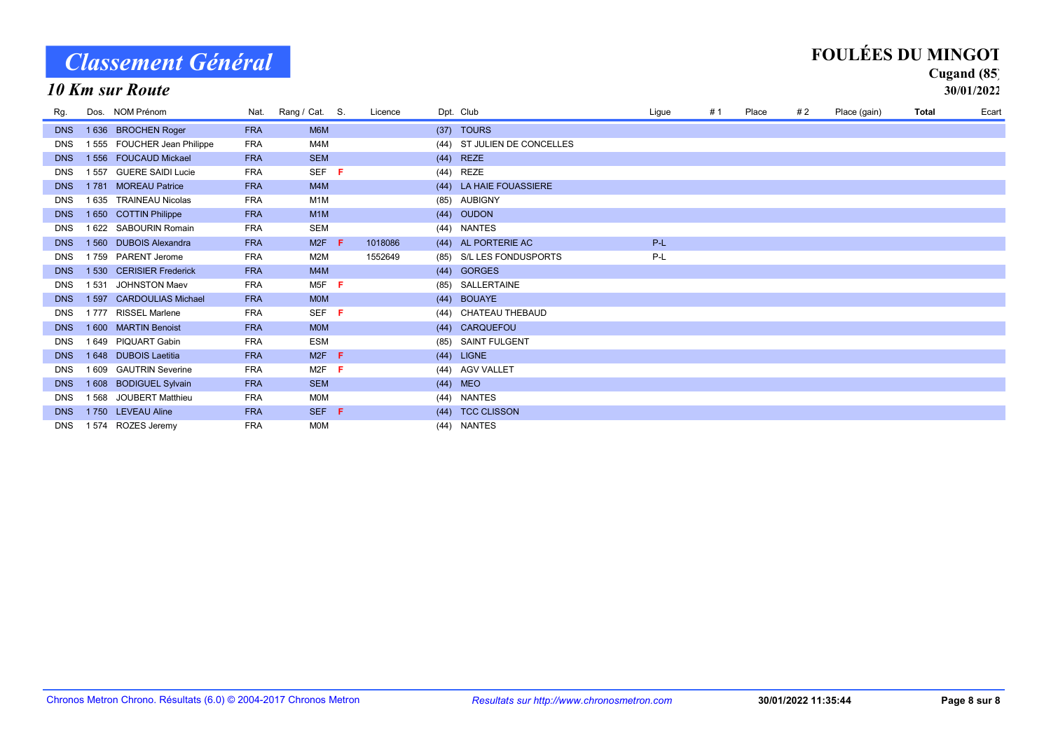# Classement Général

## 10 Km sur Route

**FOULÉES DU MINGOT**
**Cugand (85)**
**30/01/2022**

| Rg. | Dos. | NOM Prénom | Nat. | Rang / Cat. | S. | Licence | Dpt. | Club | Ligue | # 1 | Place | # 2 | Place (gain) | Total | Ecart |
|---|---|---|---|---|---|---|---|---|---|---|---|---|---|---|---|
| DNS | 1 636 | BROCHEN Roger | FRA | M6M | | | (37) | TOURS | | | | | | | |
| DNS | 1 555 | FOUCHER Jean Philippe | FRA | M4M | | | (44) | ST JULIEN DE CONCELLES | | | | | | | |
| DNS | 1 556 | FOUCAUD Mickael | FRA | SEM | | | (44) | REZE | | | | | | | |
| DNS | 1 557 | GUERE SAIDI Lucie | FRA | SEF | F | | (44) | REZE | | | | | | | |
| DNS | 1 781 | MOREAU Patrice | FRA | M4M | | | (44) | LA HAIE FOUASSIERE | | | | | | | |
| DNS | 1 635 | TRAINEAU Nicolas | FRA | M1M | | | (85) | AUBIGNY | | | | | | | |
| DNS | 1 650 | COTTIN Philippe | FRA | M1M | | | (44) | OUDON | | | | | | | |
| DNS | 1 622 | SABOURIN Romain | FRA | SEM | | | (44) | NANTES | | | | | | | |
| DNS | 1 560 | DUBOIS Alexandra | FRA | M2F | F | 1018086 | (44) | AL PORTERIE AC | P-L | | | | | | |
| DNS | 1 759 | PARENT Jerome | FRA | M2M | | 1552649 | (85) | S/L LES FONDUSPORTS | P-L | | | | | | |
| DNS | 1 530 | CERISIER Frederick | FRA | M4M | | | (44) | GORGES | | | | | | | |
| DNS | 1 531 | JOHNSTON Maev | FRA | M5F | F | | (85) | SALLERTAINE | | | | | | | |
| DNS | 1 597 | CARDOULIAS Michael | FRA | M0M | | | (44) | BOUAYE | | | | | | | |
| DNS | 1 777 | RISSEL Marlene | FRA | SEF | F | | (44) | CHATEAU THEBAUD | | | | | | | |
| DNS | 1 600 | MARTIN Benoist | FRA | M0M | | | (44) | CARQUEFOU | | | | | | | |
| DNS | 1 649 | PIQUART Gabin | FRA | ESM | | | (85) | SAINT FULGENT | | | | | | | |
| DNS | 1 648 | DUBOIS Laetitia | FRA | M2F | F | | (44) | LIGNE | | | | | | | |
| DNS | 1 609 | GAUTRIN Severine | FRA | M2F | F | | (44) | AGV VALLET | | | | | | | |
| DNS | 1 608 | BODIGUEL Sylvain | FRA | SEM | | | (44) | MEO | | | | | | | |
| DNS | 1 568 | JOUBERT Matthieu | FRA | M0M | | | (44) | NANTES | | | | | | | |
| DNS | 1 750 | LEVEAU Aline | FRA | SEF | F | | (44) | TCC CLISSON | | | | | | | |
| DNS | 1 574 | ROZES Jeremy | FRA | M0M | | | (44) | NANTES | | | | | | | |

Chronos Metron Chrono. Résultats (6.0) © 2004-2017 Chronos Metron — *Resultats sur http://www.chronosmetron.com* — **30/01/2022 11:35:44**